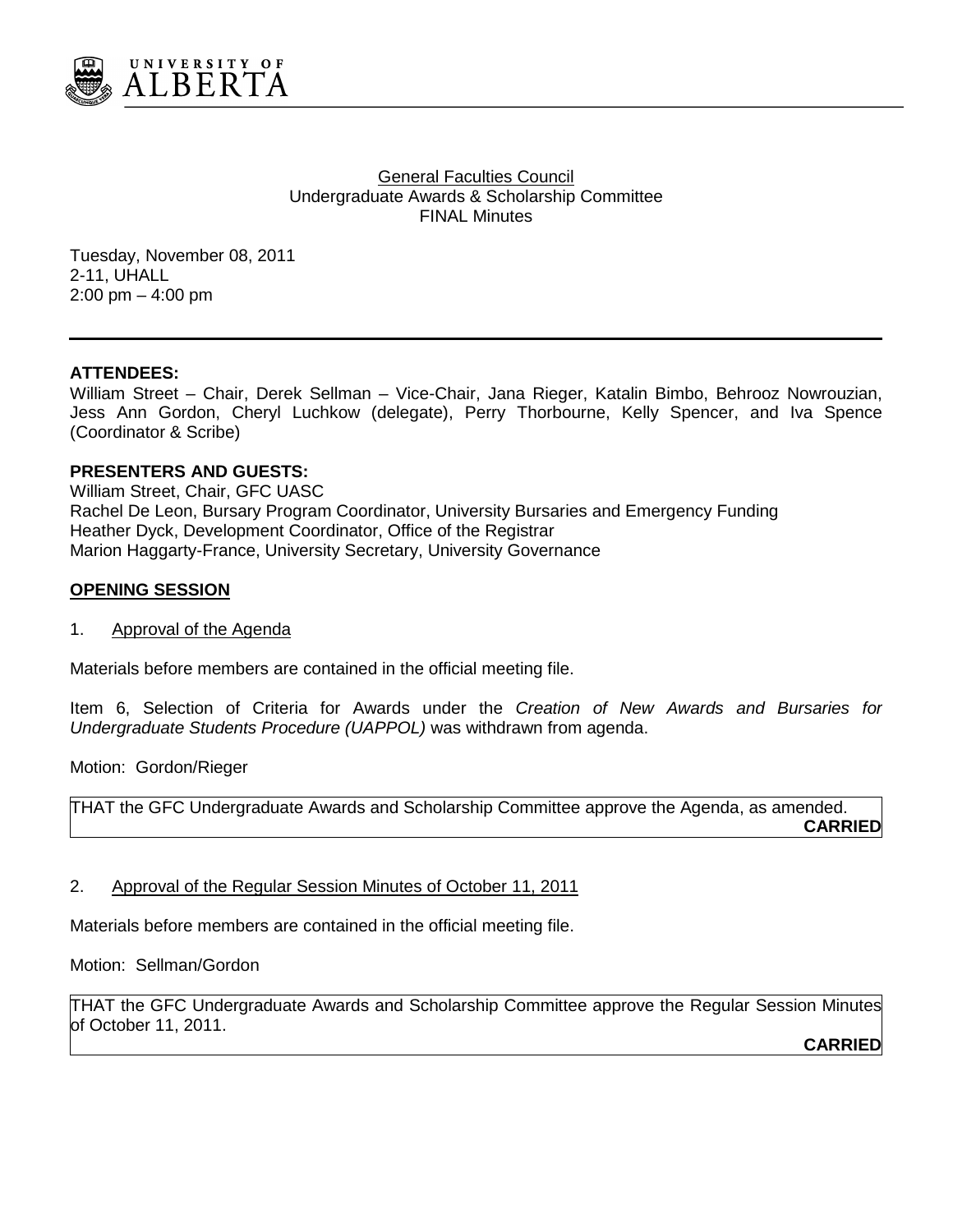UNIVERSITY OF ALBERTA

General Faculties Council
Undergraduate Awards & Scholarship Committee
FINAL Minutes

Tuesday, November 08, 2011
2-11, UHALL
2:00 pm – 4:00 pm

---

**ATTENDEES:**
William Street – Chair, Derek Sellman – Vice-Chair, Jana Rieger, Katalin Bimbo, Behrooz Nowrouzian, Jess Ann Gordon, Cheryl Luchkow (delegate), Perry Thorbourne, Kelly Spencer, and Iva Spence (Coordinator & Scribe)

**PRESENTERS AND GUESTS:**
William Street, Chair, GFC UASC
Rachel De Leon, Bursary Program Coordinator, University Bursaries and Emergency Funding
Heather Dyck, Development Coordinator, Office of the Registrar
Marion Haggarty-France, University Secretary, University Governance

## OPENING SESSION

1. Approval of the Agenda

Materials before members are contained in the official meeting file.

Item 6, Selection of Criteria for Awards under the *Creation of New Awards and Bursaries for Undergraduate Students Procedure (UAPPOL)* was withdrawn from agenda.

Motion: Gordon/Rieger

THAT the GFC Undergraduate Awards and Scholarship Committee approve the Agenda, as amended.
**CARRIED**

2. Approval of the Regular Session Minutes of October 11, 2011

Materials before members are contained in the official meeting file.

Motion: Sellman/Gordon

THAT the GFC Undergraduate Awards and Scholarship Committee approve the Regular Session Minutes of October 11, 2011.
**CARRIED**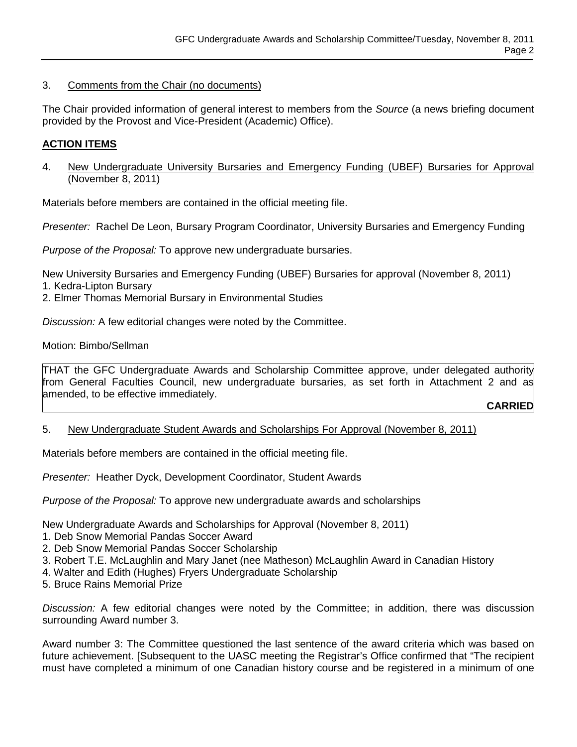3. Comments from the Chair (no documents)

The Chair provided information of general interest to members from the *Source* (a news briefing document provided by the Provost and Vice-President (Academic) Office).

**ACTION ITEMS**

4. New Undergraduate University Bursaries and Emergency Funding (UBEF) Bursaries for Approval (November 8, 2011)

Materials before members are contained in the official meeting file.

*Presenter:* Rachel De Leon, Bursary Program Coordinator, University Bursaries and Emergency Funding

*Purpose of the Proposal:* To approve new undergraduate bursaries.

New University Bursaries and Emergency Funding (UBEF) Bursaries for approval (November 8, 2011)
1. Kedra-Lipton Bursary
2. Elmer Thomas Memorial Bursary in Environmental Studies

*Discussion:* A few editorial changes were noted by the Committee.

Motion: Bimbo/Sellman

THAT the GFC Undergraduate Awards and Scholarship Committee approve, under delegated authority from General Faculties Council, new undergraduate bursaries, as set forth in Attachment 2 and as amended, to be effective immediately.

**CARRIED**

5. New Undergraduate Student Awards and Scholarships For Approval (November 8, 2011)

Materials before members are contained in the official meeting file.

*Presenter:* Heather Dyck, Development Coordinator, Student Awards

*Purpose of the Proposal:* To approve new undergraduate awards and scholarships

New Undergraduate Awards and Scholarships for Approval (November 8, 2011)
1. Deb Snow Memorial Pandas Soccer Award
2. Deb Snow Memorial Pandas Soccer Scholarship
3. Robert T.E. McLaughlin and Mary Janet (nee Matheson) McLaughlin Award in Canadian History
4. Walter and Edith (Hughes) Fryers Undergraduate Scholarship
5. Bruce Rains Memorial Prize

*Discussion:* A few editorial changes were noted by the Committee; in addition, there was discussion surrounding Award number 3.

Award number 3: The Committee questioned the last sentence of the award criteria which was based on future achievement. [Subsequent to the UASC meeting the Registrar's Office confirmed that "The recipient must have completed a minimum of one Canadian history course and be registered in a minimum of one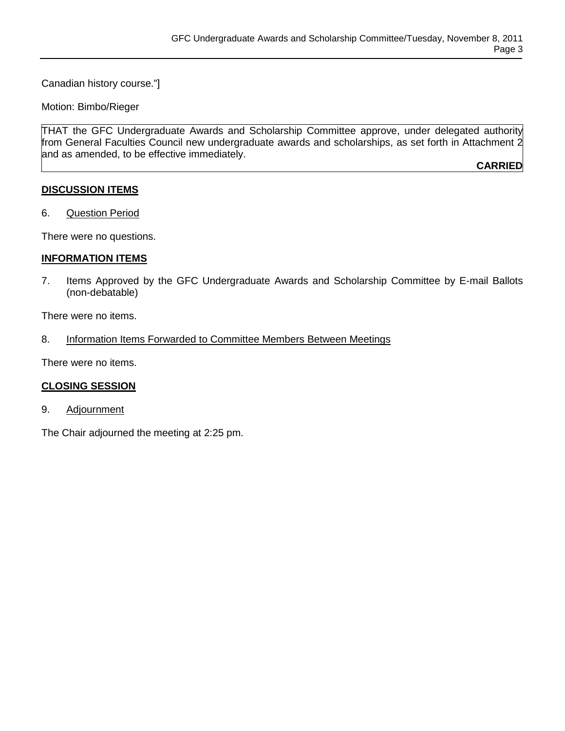Canadian history course."]

Motion: Bimbo/Rieger

THAT the GFC Undergraduate Awards and Scholarship Committee approve, under delegated authority from General Faculties Council new undergraduate awards and scholarships, as set forth in Attachment 2 and as amended, to be effective immediately.

**CARRIED**

**DISCUSSION ITEMS**

6. Question Period

There were no questions.

**INFORMATION ITEMS**

7. Items Approved by the GFC Undergraduate Awards and Scholarship Committee by E-mail Ballots (non-debatable)

There were no items.

8. Information Items Forwarded to Committee Members Between Meetings

There were no items.

**CLOSING SESSION**

9. Adjournment

The Chair adjourned the meeting at 2:25 pm.